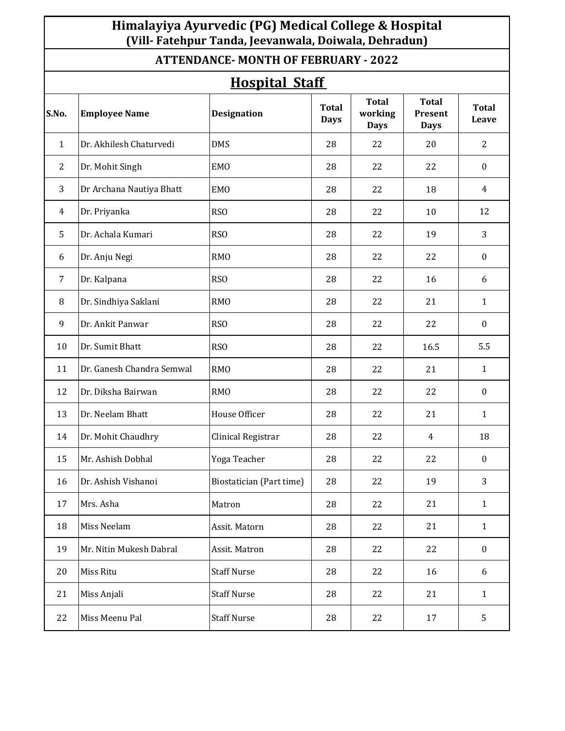# Himalayiya Ayurvedic (PG) Medical College & Hospital
## (Vill- Fatehpur Tanda, Jeevanwala, Doiwala, Dehradun)

### ATTENDANCE- MONTH OF FEBRUARY - 2022

### Hospital Staff

| S.No. | Employee Name | Designation | Total Days | Total working Days | Total Present Days | Total Leave |
|---|---|---|---|---|---|---|
| 1 | Dr. Akhilesh Chaturvedi | DMS | 28 | 22 | 20 | 2 |
| 2 | Dr. Mohit Singh | EMO | 28 | 22 | 22 | 0 |
| 3 | Dr Archana Nautiya Bhatt | EMO | 28 | 22 | 18 | 4 |
| 4 | Dr. Priyanka | RSO | 28 | 22 | 10 | 12 |
| 5 | Dr. Achala Kumari | RSO | 28 | 22 | 19 | 3 |
| 6 | Dr. Anju Negi | RMO | 28 | 22 | 22 | 0 |
| 7 | Dr. Kalpana | RSO | 28 | 22 | 16 | 6 |
| 8 | Dr. Sindhiya Saklani | RMO | 28 | 22 | 21 | 1 |
| 9 | Dr. Ankit Panwar | RSO | 28 | 22 | 22 | 0 |
| 10 | Dr. Sumit Bhatt | RSO | 28 | 22 | 16.5 | 5.5 |
| 11 | Dr. Ganesh Chandra Semwal | RMO | 28 | 22 | 21 | 1 |
| 12 | Dr. Diksha Bairwan | RMO | 28 | 22 | 22 | 0 |
| 13 | Dr. Neelam Bhatt | House Officer | 28 | 22 | 21 | 1 |
| 14 | Dr. Mohit Chaudhry | Clinical Registrar | 28 | 22 | 4 | 18 |
| 15 | Mr. Ashish Dobhal | Yoga Teacher | 28 | 22 | 22 | 0 |
| 16 | Dr. Ashish Vishanoi | Biostatician (Part time) | 28 | 22 | 19 | 3 |
| 17 | Mrs. Asha | Matron | 28 | 22 | 21 | 1 |
| 18 | Miss Neelam | Assit. Matorn | 28 | 22 | 21 | 1 |
| 19 | Mr. Nitin Mukesh Dabral | Assit. Matron | 28 | 22 | 22 | 0 |
| 20 | Miss Ritu | Staff Nurse | 28 | 22 | 16 | 6 |
| 21 | Miss Anjali | Staff Nurse | 28 | 22 | 21 | 1 |
| 22 | Miss Meenu Pal | Staff Nurse | 28 | 22 | 17 | 5 |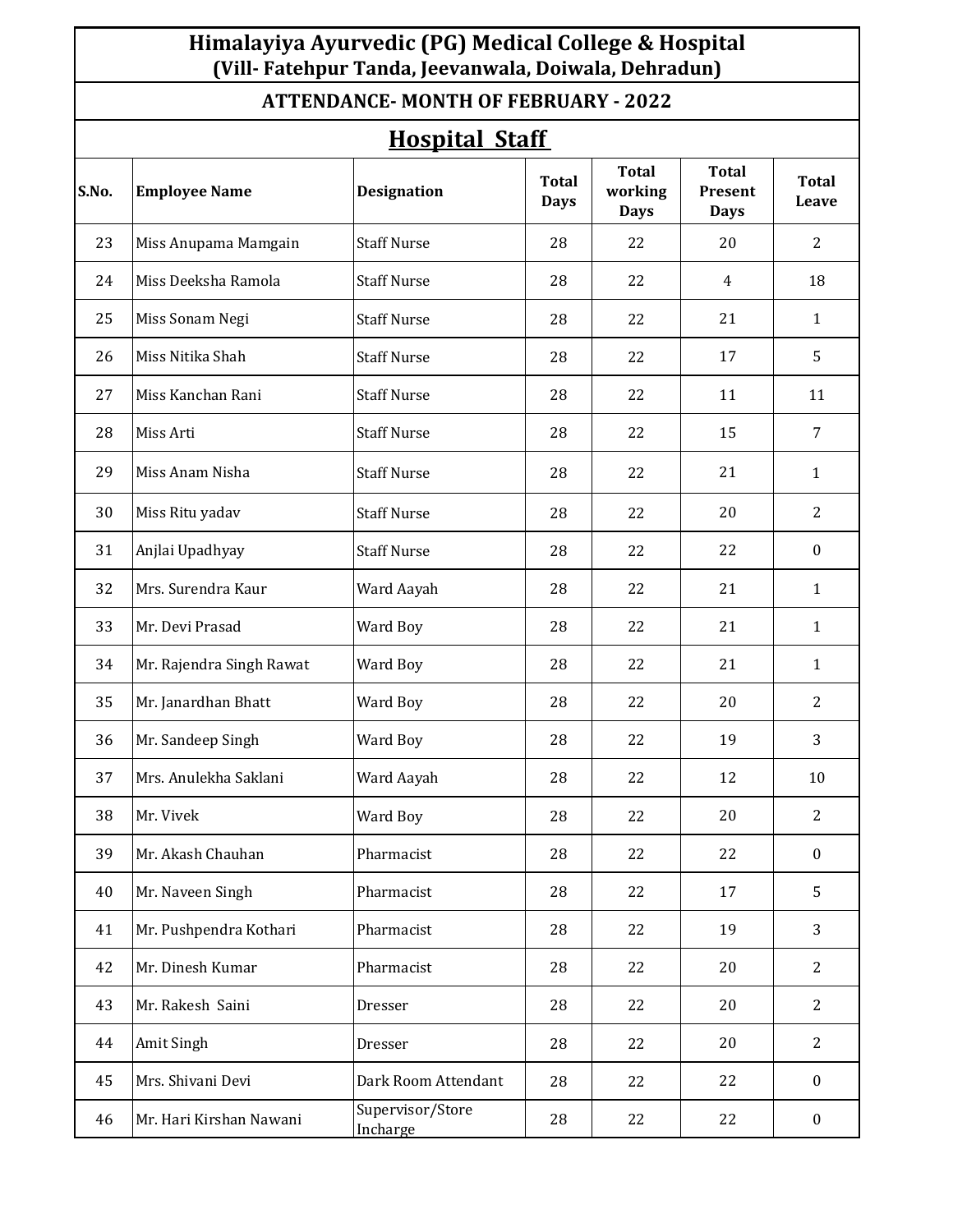# Himalayiya Ayurvedic (PG) Medical College & Hospital
## (Vill- Fatehpur Tanda, Jeevanwala, Doiwala, Dehradun)

## ATTENDANCE- MONTH OF FEBRUARY - 2022

## Hospital Staff

| S.No. | Employee Name | Designation | Total Days | Total working Days | Total Present Days | Total Leave |
|---|---|---|---|---|---|---|
| 23 | Miss Anupama Mamgain | Staff Nurse | 28 | 22 | 20 | 2 |
| 24 | Miss Deeksha Ramola | Staff Nurse | 28 | 22 | 4 | 18 |
| 25 | Miss Sonam Negi | Staff Nurse | 28 | 22 | 21 | 1 |
| 26 | Miss Nitika Shah | Staff Nurse | 28 | 22 | 17 | 5 |
| 27 | Miss Kanchan Rani | Staff Nurse | 28 | 22 | 11 | 11 |
| 28 | Miss Arti | Staff Nurse | 28 | 22 | 15 | 7 |
| 29 | Miss Anam Nisha | Staff Nurse | 28 | 22 | 21 | 1 |
| 30 | Miss Ritu yadav | Staff Nurse | 28 | 22 | 20 | 2 |
| 31 | Anjlai Upadhyay | Staff Nurse | 28 | 22 | 22 | 0 |
| 32 | Mrs. Surendra Kaur | Ward Aayah | 28 | 22 | 21 | 1 |
| 33 | Mr. Devi Prasad | Ward Boy | 28 | 22 | 21 | 1 |
| 34 | Mr. Rajendra Singh Rawat | Ward Boy | 28 | 22 | 21 | 1 |
| 35 | Mr. Janardhan Bhatt | Ward Boy | 28 | 22 | 20 | 2 |
| 36 | Mr. Sandeep Singh | Ward Boy | 28 | 22 | 19 | 3 |
| 37 | Mrs. Anulekha Saklani | Ward Aayah | 28 | 22 | 12 | 10 |
| 38 | Mr. Vivek | Ward Boy | 28 | 22 | 20 | 2 |
| 39 | Mr. Akash Chauhan | Pharmacist | 28 | 22 | 22 | 0 |
| 40 | Mr. Naveen Singh | Pharmacist | 28 | 22 | 17 | 5 |
| 41 | Mr. Pushpendra Kothari | Pharmacist | 28 | 22 | 19 | 3 |
| 42 | Mr. Dinesh Kumar | Pharmacist | 28 | 22 | 20 | 2 |
| 43 | Mr. Rakesh Saini | Dresser | 28 | 22 | 20 | 2 |
| 44 | Amit Singh | Dresser | 28 | 22 | 20 | 2 |
| 45 | Mrs. Shivani Devi | Dark Room Attendant | 28 | 22 | 22 | 0 |
| 46 | Mr. Hari Kirshan Nawani | Supervisor/Store Incharge | 28 | 22 | 22 | 0 |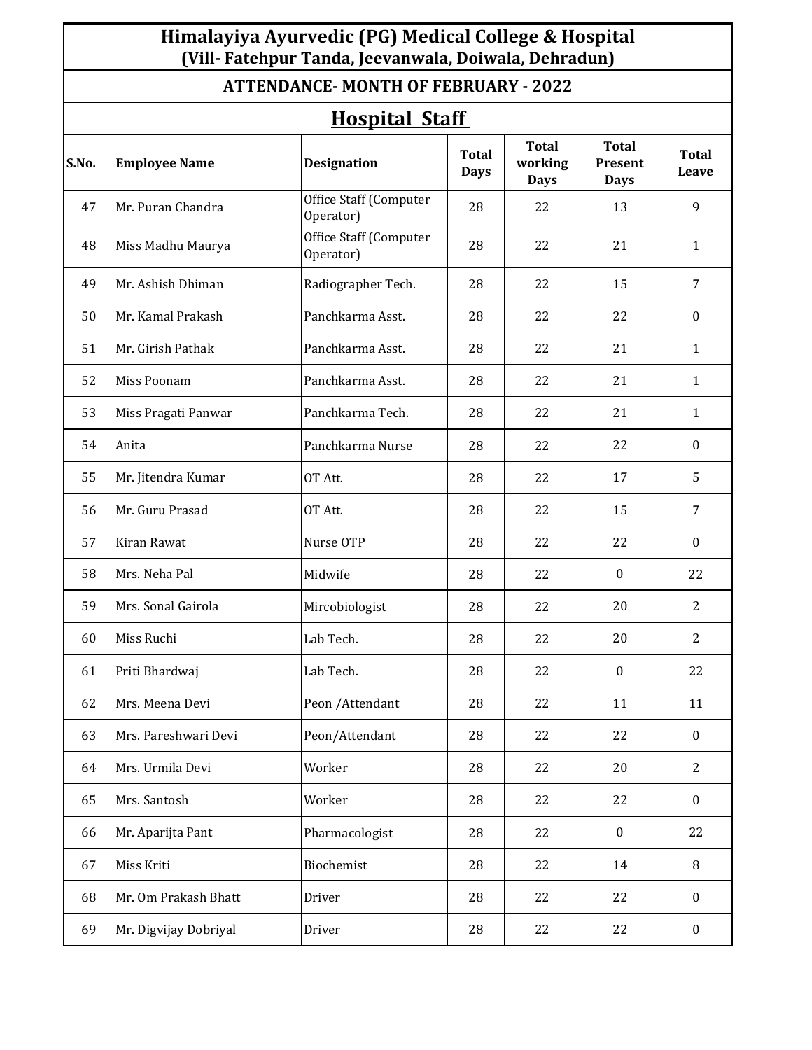# Himalayiya Ayurvedic (PG) Medical College & Hospital
## (Vill- Fatehpur Tanda, Jeevanwala, Doiwala, Dehradun)

## ATTENDANCE- MONTH OF FEBRUARY - 2022

## Hospital Staff

| S.No. | Employee Name | Designation | Total Days | Total working Days | Total Present Days | Total Leave |
|---|---|---|---|---|---|---|
| 47 | Mr. Puran Chandra | Office Staff (Computer Operator) | 28 | 22 | 13 | 9 |
| 48 | Miss Madhu Maurya | Office Staff (Computer Operator) | 28 | 22 | 21 | 1 |
| 49 | Mr. Ashish Dhiman | Radiographer Tech. | 28 | 22 | 15 | 7 |
| 50 | Mr. Kamal Prakash | Panchkarma Asst. | 28 | 22 | 22 | 0 |
| 51 | Mr. Girish Pathak | Panchkarma Asst. | 28 | 22 | 21 | 1 |
| 52 | Miss Poonam | Panchkarma Asst. | 28 | 22 | 21 | 1 |
| 53 | Miss Pragati Panwar | Panchkarma Tech. | 28 | 22 | 21 | 1 |
| 54 | Anita | Panchkarma Nurse | 28 | 22 | 22 | 0 |
| 55 | Mr. Jitendra Kumar | OT Att. | 28 | 22 | 17 | 5 |
| 56 | Mr. Guru Prasad | OT Att. | 28 | 22 | 15 | 7 |
| 57 | Kiran Rawat | Nurse OTP | 28 | 22 | 22 | 0 |
| 58 | Mrs. Neha Pal | Midwife | 28 | 22 | 0 | 22 |
| 59 | Mrs. Sonal Gairola | Mircobiologist | 28 | 22 | 20 | 2 |
| 60 | Miss Ruchi | Lab Tech. | 28 | 22 | 20 | 2 |
| 61 | Priti Bhardwaj | Lab Tech. | 28 | 22 | 0 | 22 |
| 62 | Mrs. Meena Devi | Peon /Attendant | 28 | 22 | 11 | 11 |
| 63 | Mrs. Pareshwari Devi | Peon/Attendant | 28 | 22 | 22 | 0 |
| 64 | Mrs. Urmila Devi | Worker | 28 | 22 | 20 | 2 |
| 65 | Mrs. Santosh | Worker | 28 | 22 | 22 | 0 |
| 66 | Mr. Aparijta Pant | Pharmacologist | 28 | 22 | 0 | 22 |
| 67 | Miss Kriti | Biochemist | 28 | 22 | 14 | 8 |
| 68 | Mr. Om Prakash Bhatt | Driver | 28 | 22 | 22 | 0 |
| 69 | Mr. Digvijay Dobriyal | Driver | 28 | 22 | 22 | 0 |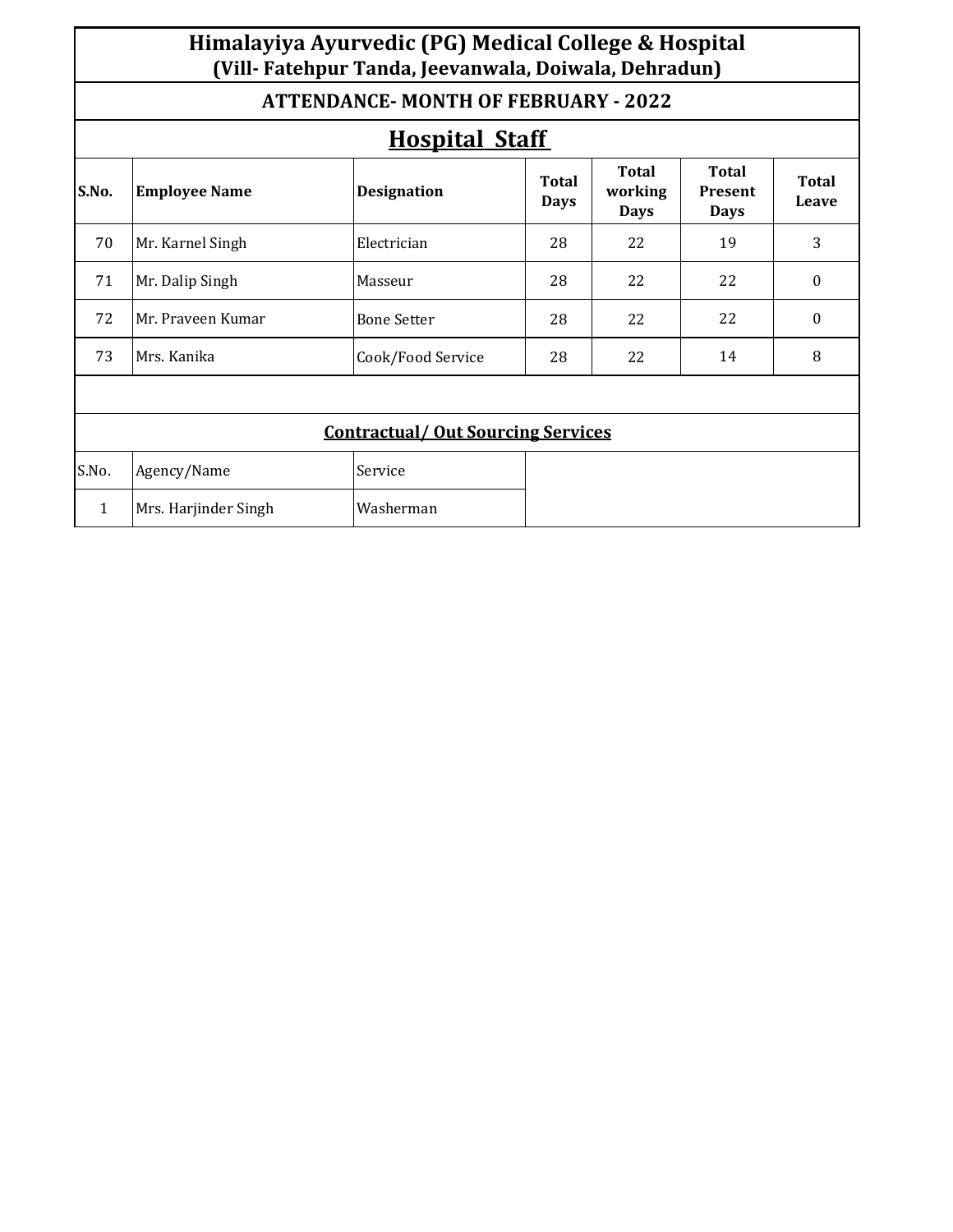# Himalayiya Ayurvedic (PG) Medical College & Hospital
**(Vill- Fatehpur Tanda, Jeevanwala, Doiwala, Dehradun)**

## ATTENDANCE- MONTH OF FEBRUARY - 2022

## Hospital Staff

| S.No. | Employee Name | Designation | Total Days | Total working Days | Total Present Days | Total Leave |
|---|---|---|---|---|---|---|
| 70 | Mr. Karnel Singh | Electrician | 28 | 22 | 19 | 3 |
| 71 | Mr. Dalip Singh | Masseur | 28 | 22 | 22 | 0 |
| 72 | Mr. Praveen Kumar | Bone Setter | 28 | 22 | 22 | 0 |
| 73 | Mrs. Kanika | Cook/Food Service | 28 | 22 | 14 | 8 |

## Contractual/ Out Sourcing Services

| S.No. | Agency/Name | Service |
|---|---|---|
| 1 | Mrs. Harjinder Singh | Washerman |